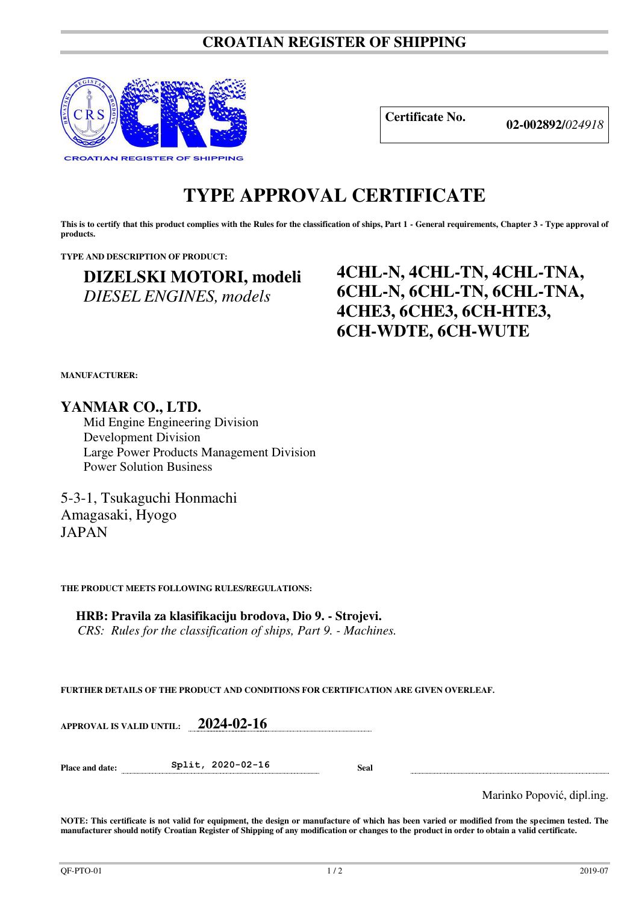# CROATIAN REGISTER OF SHIPPING

CROATIAN REGISTER OF SHIPPING

| **Certificate No.** | **02-002892/***024918* |
|---|---|

# TYPE APPROVAL CERTIFICATE

**This is to certify that this product complies with the Rules for the classification of ships, Part 1 - General requirements, Chapter 3 - Type approval of products.**

**TYPE AND DESCRIPTION OF PRODUCT:**

**DIZELSKI MOTORI, modeli**
*DIESEL ENGINES, models*

**4CHL-N, 4CHL-TN, 4CHL-TNA, 6CHL-N, 6CHL-TN, 6CHL-TNA, 4CHE3, 6CHE3, 6CH-HTE3, 6CH-WDTE, 6CH-WUTE**

**MANUFACTURER:**

**YANMAR CO., LTD.**
Mid Engine Engineering Division
Development Division
Large Power Products Management Division
Power Solution Business

5-3-1, Tsukaguchi Honmachi
Amagasaki, Hyogo
JAPAN

**THE PRODUCT MEETS FOLLOWING RULES/REGULATIONS:**

**HRB: Pravila za klasifikaciju brodova, Dio 9. - Strojevi.**
*CRS: Rules for the classification of ships, Part 9. - Machines.*

**FURTHER DETAILS OF THE PRODUCT AND CONDITIONS FOR CERTIFICATION ARE GIVEN OVERLEAF.**

**APPROVAL IS VALID UNTIL:** **2024-02-16**

**Place and date:** Split, 2020-02-16 **Seal**

Marinko Popović, dipl.ing.

**NOTE: This certificate is not valid for equipment, the design or manufacture of which has been varied or modified from the specimen tested. The manufacturer should notify Croatian Register of Shipping of any modification or changes to the product in order to obtain a valid certificate.**

QF-PTO-01 2019-07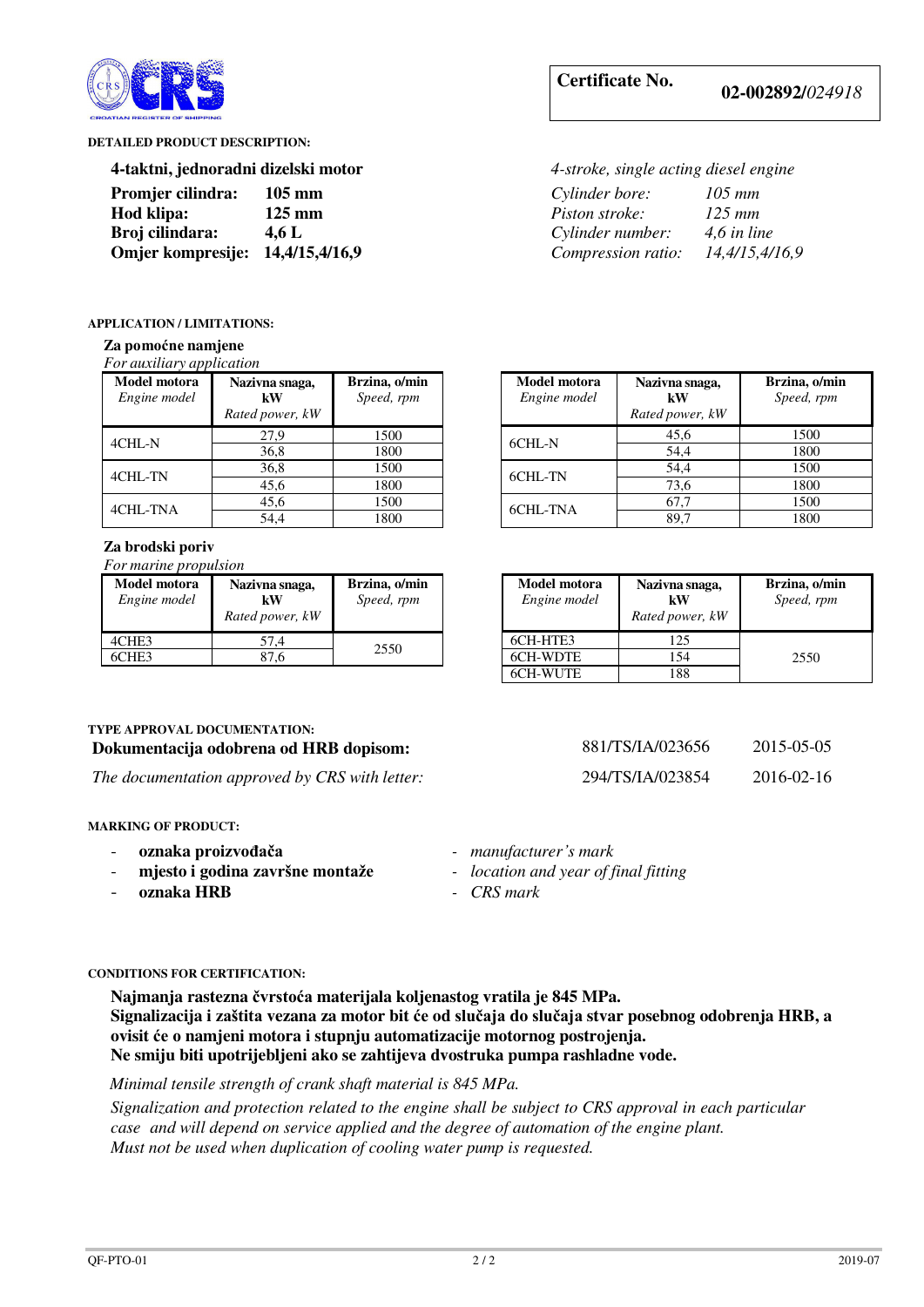**Certificate No.** **02-002892/***024918*

**DETAILED PRODUCT DESCRIPTION:**

**4-taktni, jednoradni dizelski motor**

*4-stroke, single acting diesel engine*

| | | | |
|---|---|---|---|
| **Promjer cilindra:** | **105 mm** | *Cylinder bore:* | *105 mm* |
| **Hod klipa:** | **125 mm** | *Piston stroke:* | *125 mm* |
| **Broj cilindara:** | **4,6 L** | *Cylinder number:* | *4,6 in line* |
| **Omjer kompresije:** | **14,4/15,4/16,9** | *Compression ratio:* | *14,4/15,4/16,9* |

**APPLICATION / LIMITATIONS:**

**Za pomoćne namjene**

*For auxiliary application*

| **Model motora** *Engine model* | **Nazivna snaga, kW** *Rated power, kW* | **Brzina, o/min** *Speed, rpm* |
|---|---|---|
| 4CHL-N | 27,9 | 1500 |
| | 36,8 | 1800 |
| 4CHL-TN | 36,8 | 1500 |
| | 45,6 | 1800 |
| 4CHL-TNA | 45,6 | 1500 |
| | 54,4 | 1800 |

| **Model motora** *Engine model* | **Nazivna snaga, kW** *Rated power, kW* | **Brzina, o/min** *Speed, rpm* |
|---|---|---|
| 6CHL-N | 45,6 | 1500 |
| | 54,4 | 1800 |
| 6CHL-TN | 54,4 | 1500 |
| | 73,6 | 1800 |
| 6CHL-TNA | 67,7 | 1500 |
| | 89,7 | 1800 |

**Za brodski poriv**

*For marine propulsion*

| **Model motora** *Engine model* | **Nazivna snaga, kW** *Rated power, kW* | **Brzina, o/min** *Speed, rpm* |
|---|---|---|
| 4CHE3 | 57,4 | 2550 |
| 6CHE3 | 87,6 | |

| **Model motora** *Engine model* | **Nazivna snaga, kW** *Rated power, kW* | **Brzina, o/min** *Speed, rpm* |
|---|---|---|
| 6CH-HTE3 | 125 | 2550 |
| 6CH-WDTE | 154 | |
| 6CH-WUTE | 188 | |

**TYPE APPROVAL DOCUMENTATION:**

**Dokumentacija odobrena od HRB dopisom:**

*The documentation approved by CRS with letter:*

| | |
|---|---|
| 881/TS/IA/023656 | 2015-05-05 |
| 294/TS/IA/023854 | 2016-02-16 |

**MARKING OF PRODUCT:**

- **oznaka proizvođača**
- **mjesto i godina završne montaže**
- **oznaka HRB**

- *manufacturer's mark*
- *location and year of final fitting*
- *CRS mark*

**CONDITIONS FOR CERTIFICATION:**

**Najmanja rastezna čvrstoća materijala koljenastog vratila je 845 MPa.**
**Signalizacija i zaštita vezana za motor bit će od slučaja do slučaja stvar posebnog odobrenja HRB, a ovisit će o namjeni motora i stupnju automatizacije motornog postrojenja.**
**Ne smiju biti upotrijebljeni ako se zahtijeva dvostruka pumpa rashladne vode.**

*Minimal tensile strength of crank shaft material is 845 MPa.*

*Signalization and protection related to the engine shall be subject to CRS approval in each particular case and will depend on service applied and the degree of automation of the engine plant.*
*Must not be used when duplication of cooling water pump is requested.*